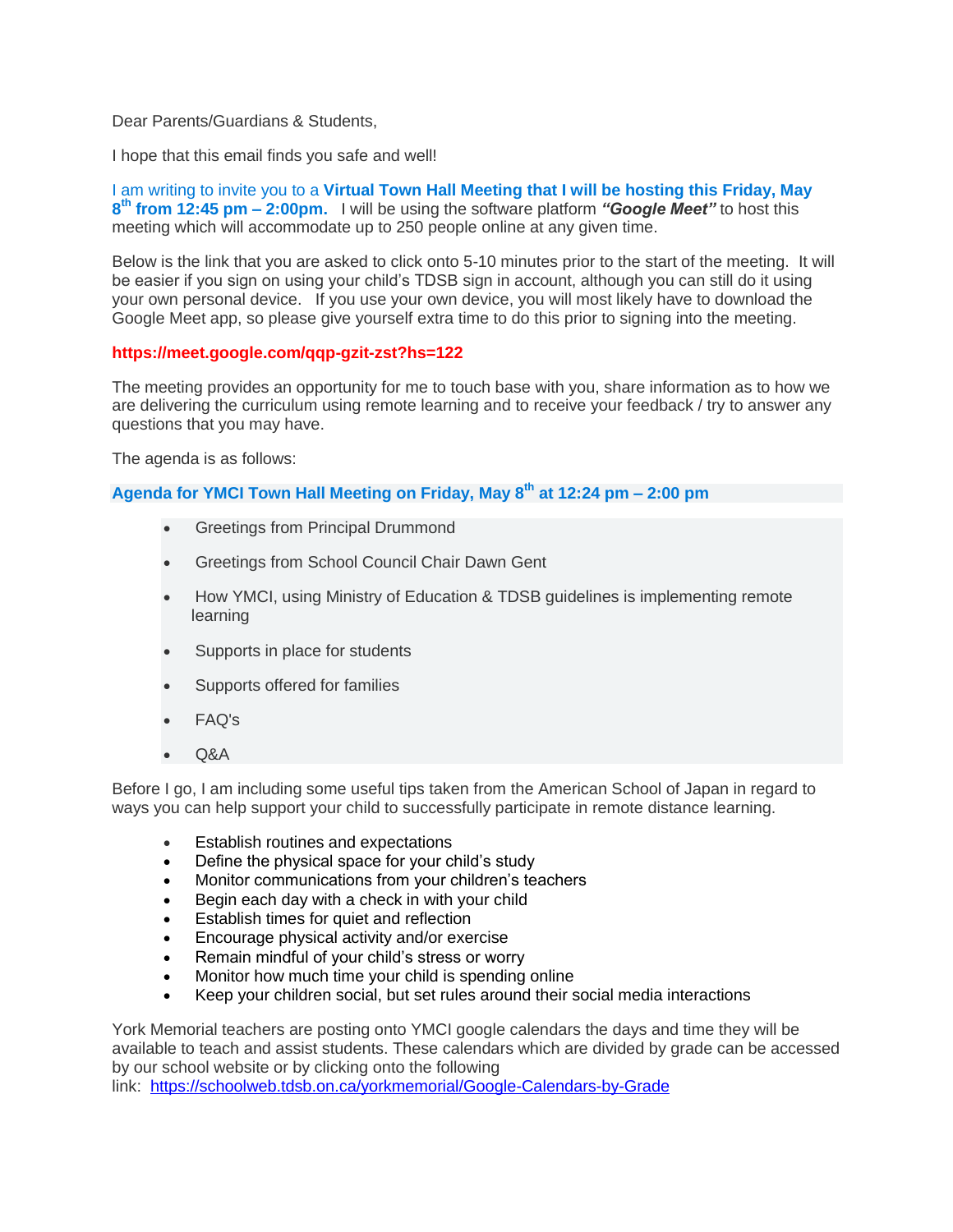Dear Parents/Guardians & Students,

I hope that this email finds you safe and well!

I am writing to invite you to a **Virtual Town Hall Meeting that I will be hosting this Friday, May 8th from 12:45 pm – 2:00pm.** I will be using the software platform ***"Google Meet"*** to host this meeting which will accommodate up to 250 people online at any given time.

Below is the link that you are asked to click onto 5-10 minutes prior to the start of the meeting. It will be easier if you sign on using your child's TDSB sign in account, although you can still do it using your own personal device. If you use your own device, you will most likely have to download the Google Meet app, so please give yourself extra time to do this prior to signing into the meeting.

**https://meet.google.com/qqp-gzit-zst?hs=122**

The meeting provides an opportunity for me to touch base with you, share information as to how we are delivering the curriculum using remote learning and to receive your feedback / try to answer any questions that you may have.

The agenda is as follows:

**Agenda for YMCI Town Hall Meeting on Friday, May 8th at 12:24 pm – 2:00 pm**

- Greetings from Principal Drummond
- Greetings from School Council Chair Dawn Gent
- How YMCI, using Ministry of Education & TDSB guidelines is implementing remote learning
- Supports in place for students
- Supports offered for families
- FAQ's
- Q&A

Before I go, I am including some useful tips taken from the American School of Japan in regard to ways you can help support your child to successfully participate in remote distance learning.

- Establish routines and expectations
- Define the physical space for your child's study
- Monitor communications from your children's teachers
- Begin each day with a check in with your child
- Establish times for quiet and reflection
- Encourage physical activity and/or exercise
- Remain mindful of your child's stress or worry
- Monitor how much time your child is spending online
- Keep your children social, but set rules around their social media interactions

York Memorial teachers are posting onto YMCI google calendars the days and time they will be available to teach and assist students. These calendars which are divided by grade can be accessed by our school website or by clicking onto the following link: https://schoolweb.tdsb.on.ca/yorkmemorial/Google-Calendars-by-Grade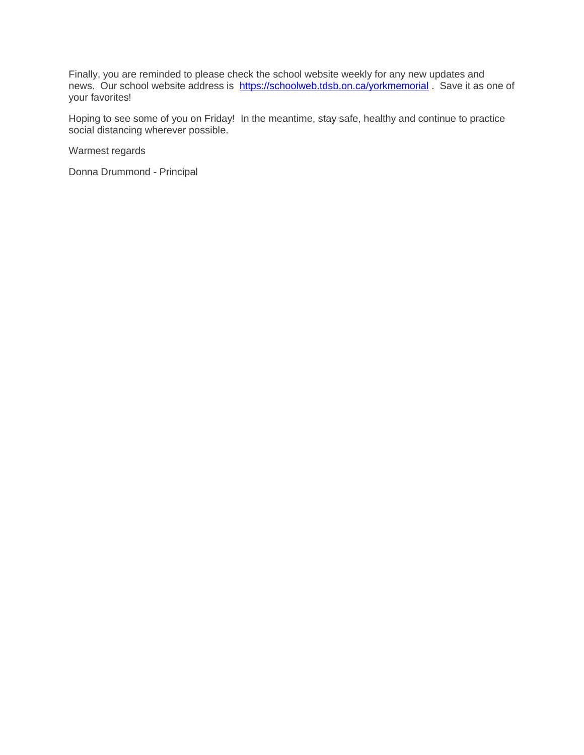Finally, you are reminded to please check the school website weekly for any new updates and news. Our school website address is [https://schoolweb.tdsb.on.ca/yorkmemorial](https://schoolweb.tdsb.on.ca/yorkmemorial) . Save it as one of your favorites!

Hoping to see some of you on Friday! In the meantime, stay safe, healthy and continue to practice social distancing wherever possible.

Warmest regards

Donna Drummond - Principal